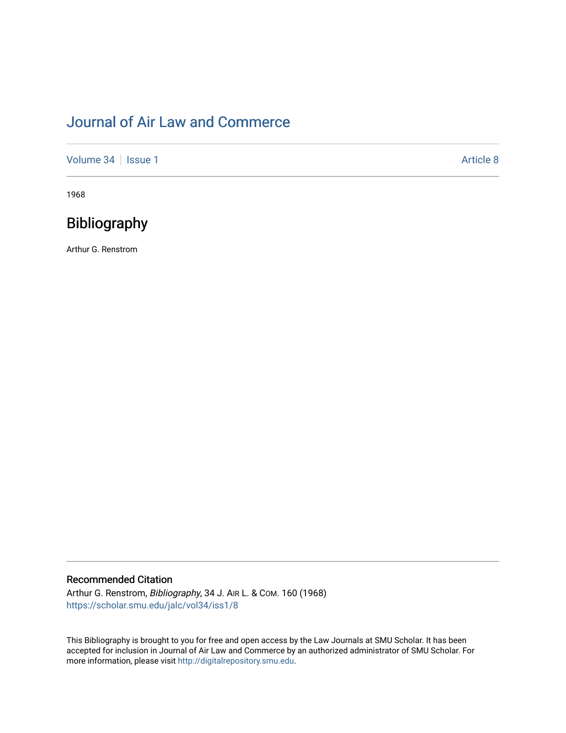# Journal of Air Law and Commerce

Volume 34 | Issue 1 | Article 8

1968

## Bibliography

Arthur G. Renstrom

### Recommended Citation

Arthur G. Renstrom, *Bibliography*, 34 J. AIR L. & COM. 160 (1968)
https://scholar.smu.edu/jalc/vol34/iss1/8

This Bibliography is brought to you for free and open access by the Law Journals at SMU Scholar. It has been accepted for inclusion in Journal of Air Law and Commerce by an authorized administrator of SMU Scholar. For more information, please visit http://digitalrepository.smu.edu.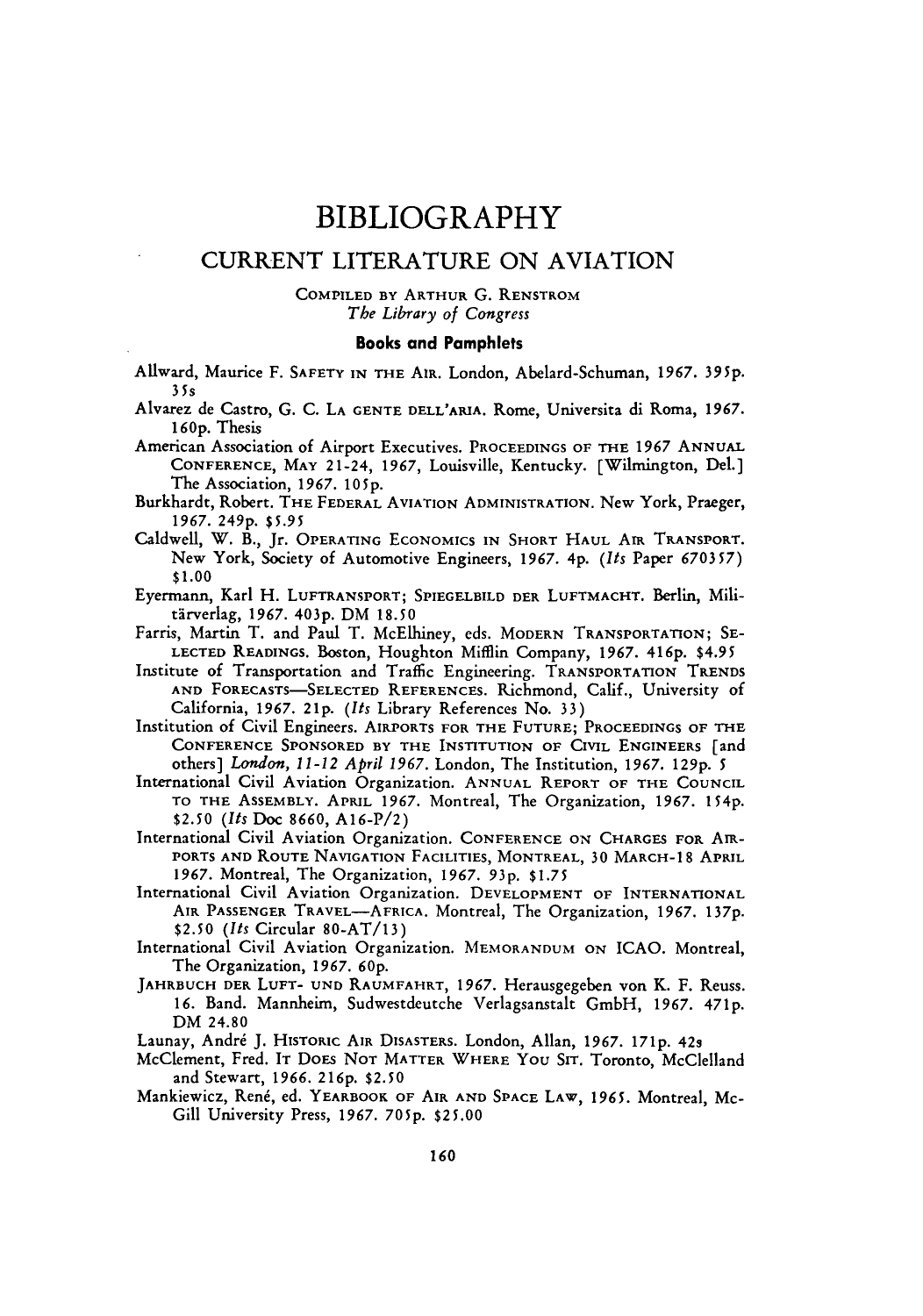# BIBLIOGRAPHY

## CURRENT LITERATURE ON AVIATION

COMPILED BY ARTHUR G. RENSTROM
*The Library of Congress*

### Books and Pamphlets

Allward, Maurice F. SAFETY IN THE AIR. London, Abelard-Schuman, 1967. 395p. 35s

Alvarez de Castro, G. C. LA GENTE DELL'ARIA. Rome, Universita di Roma, 1967. 160p. Thesis

American Association of Airport Executives. PROCEEDINGS OF THE 1967 ANNUAL CONFERENCE, MAY 21-24, 1967, Louisville, Kentucky. [Wilmington, Del.] The Association, 1967. 105p.

Burkhardt, Robert. THE FEDERAL AVIATION ADMINISTRATION. New York, Praeger, 1967. 249p. $5.95

Caldwell, W. B., Jr. OPERATING ECONOMICS IN SHORT HAUL AIR TRANSPORT. New York, Society of Automotive Engineers, 1967. 4p. (*Its* Paper 670357) $1.00

Eyermann, Karl H. LUFTRANSPORT; SPIEGELBILD DER LUFTMACHT. Berlin, Militärverlag, 1967. 403p. DM 18.50

Farris, Martin T. and Paul T. McElhiney, eds. MODERN TRANSPORTATION; SELECTED READINGS. Boston, Houghton Mifflin Company, 1967. 416p. $4.95

Institute of Transportation and Traffic Engineering. TRANSPORTATION TRENDS AND FORECASTS—SELECTED REFERENCES. Richmond, Calif., University of California, 1967. 21p. (*Its* Library References No. 33)

Institution of Civil Engineers. AIRPORTS FOR THE FUTURE; PROCEEDINGS OF THE CONFERENCE SPONSORED BY THE INSTITUTION OF CIVIL ENGINEERS [and others] *London, 11-12 April 1967.* London, The Institution, 1967. 129p. 5

International Civil Aviation Organization. ANNUAL REPORT OF THE COUNCIL TO THE ASSEMBLY. APRIL 1967. Montreal, The Organization, 1967. 154p. $2.50 (*Its* Doc 8660, A16-P/2)

International Civil Aviation Organization. CONFERENCE ON CHARGES FOR AIRPORTS AND ROUTE NAVIGATION FACILITIES, MONTREAL, 30 MARCH-18 APRIL 1967. Montreal, The Organization, 1967. 93p. $1.75

International Civil Aviation Organization. DEVELOPMENT OF INTERNATIONAL AIR PASSENGER TRAVEL—AFRICA. Montreal, The Organization, 1967. 137p. $2.50 (*Its* Circular 80-AT/13)

International Civil Aviation Organization. MEMORANDUM ON ICAO. Montreal, The Organization, 1967. 60p.

JAHRBUCH DER LUFT- UND RAUMFAHRT, 1967. Herausgegeben von K. F. Reuss. 16. Band. Mannheim, Sudwestdeutche Verlagsanstalt GmbH, 1967. 471p. DM 24.80

Launay, André J. HISTORIC AIR DISASTERS. London, Allan, 1967. 171p. 42s

McClement, Fred. IT DOES NOT MATTER WHERE YOU SIT. Toronto, McClelland and Stewart, 1966. 216p. $2.50

Mankiewicz, René, ed. YEARBOOK OF AIR AND SPACE LAW, 1965. Montreal, McGill University Press, 1967. 705p. $25.00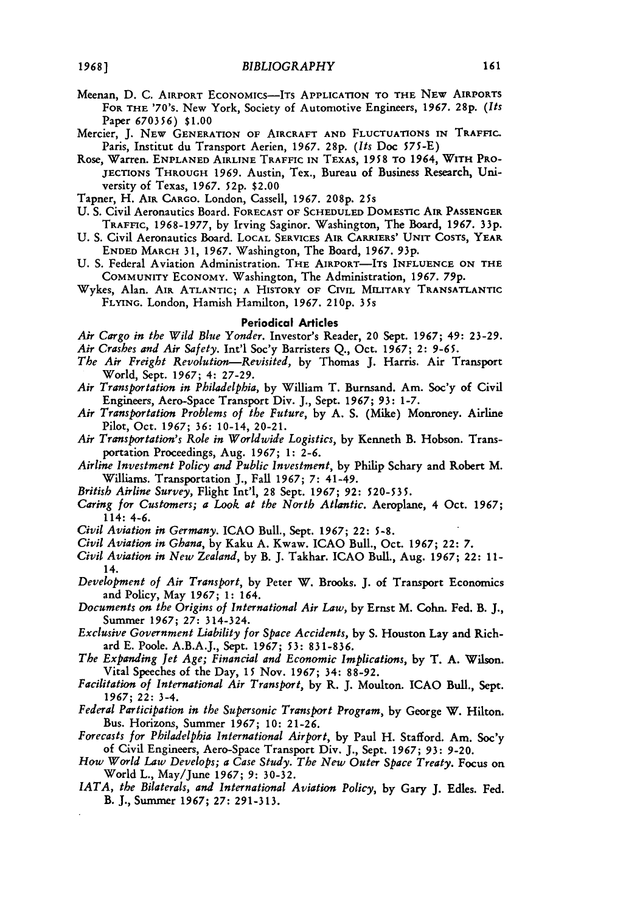Meenan, D. C. AIRPORT ECONOMICS—ITS APPLICATION TO THE NEW AIRPORTS FOR THE '70's. New York, Society of Automotive Engineers, 1967. 28p. (*Its* Paper 670356) $1.00

Mercier, J. NEW GENERATION OF AIRCRAFT AND FLUCTUATIONS IN TRAFFIC. Paris, Institut du Transport Aerien, 1967. 28p. (*Its* Doc 575-E)

Rose, Warren. ENPLANED AIRLINE TRAFFIC IN TEXAS, 1958 TO 1964, WITH PROJECTIONS THROUGH 1969. Austin, Tex., Bureau of Business Research, University of Texas, 1967. 52p. $2.00

Tapner, H. AIR CARGO. London, Cassell, 1967. 208p. 25s

U. S. Civil Aeronautics Board. FORECAST OF SCHEDULED DOMESTIC AIR PASSENGER TRAFFIC, 1968-1977, by Irving Saginor. Washington, The Board, 1967. 33p.

U. S. Civil Aeronautics Board. LOCAL SERVICES AIR CARRIERS' UNIT COSTS, YEAR ENDED MARCH 31, 1967. Washington, The Board, 1967. 93p.

U. S. Federal Aviation Administration. THE AIRPORT—ITS INFLUENCE ON THE COMMUNITY ECONOMY. Washington, The Administration, 1967. 79p.

Wykes, Alan. AIR ATLANTIC; A HISTORY OF CIVIL MILITARY TRANSATLANTIC FLYING. London, Hamish Hamilton, 1967. 210p. 35s

## Periodical Articles

*Air Cargo in the Wild Blue Yonder.* Investor's Reader, 20 Sept. 1967; 49: 23-29.

*Air Crashes and Air Safety.* Int'l Soc'y Barristers Q., Oct. 1967; 2: 9-65.

*The Air Freight Revolution—Revisited,* by Thomas J. Harris. Air Transport World, Sept. 1967; 4: 27-29.

*Air Transportation in Philadelphia,* by William T. Burnsand. Am. Soc'y of Civil Engineers, Aero-Space Transport Div. J., Sept. 1967; 93: 1-7.

*Air Transportation Problems of the Future,* by A. S. (Mike) Monroney. Airline Pilot, Oct. 1967; 36: 10-14, 20-21.

*Air Transportation's Role in Worldwide Logistics,* by Kenneth B. Hobson. Transportation Proceedings, Aug. 1967; 1: 2-6.

*Airline Investment Policy and Public Investment,* by Philip Schary and Robert M. Williams. Transportation J., Fall 1967; 7: 41-49.

*British Airline Survey,* Flight Int'l, 28 Sept. 1967; 92: 520-535.

*Caring for Customers; a Look at the North Atlantic.* Aeroplane, 4 Oct. 1967; 114: 4-6.

*Civil Aviation in Germany.* ICAO Bull., Sept. 1967; 22: 5-8.

*Civil Aviation in Ghana,* by Kaku A. Kwaw. ICAO Bull., Oct. 1967; 22: 7.

*Civil Aviation in New Zealand,* by B. J. Takhar. ICAO Bull., Aug. 1967; 22: 11-14.

*Development of Air Transport,* by Peter W. Brooks. J. of Transport Economics and Policy, May 1967; 1: 164.

*Documents on the Origins of International Air Law,* by Ernst M. Cohn. Fed. B. J., Summer 1967; 27: 314-324.

*Exclusive Government Liability for Space Accidents,* by S. Houston Lay and Richard E. Poole. A.B.A.J., Sept. 1967; 53: 831-836.

*The Expanding Jet Age; Financial and Economic Implications,* by T. A. Wilson. Vital Speeches of the Day, 15 Nov. 1967; 34: 88-92.

*Facilitation of International Air Transport,* by R. J. Moulton. ICAO Bull., Sept. 1967; 22: 3-4.

*Federal Participation in the Supersonic Transport Program,* by George W. Hilton. Bus. Horizons, Summer 1967; 10: 21-26.

*Forecasts for Philadelphia International Airport,* by Paul H. Stafford. Am. Soc'y of Civil Engineers, Aero-Space Transport Div. J., Sept. 1967; 93: 9-20.

*How World Law Develops; a Case Study. The New Outer Space Treaty.* Focus on World L., May/June 1967; 9: 30-32.

*IATA, the Bilaterals, and International Aviation Policy,* by Gary J. Edles. Fed. B. J., Summer 1967; 27: 291-313.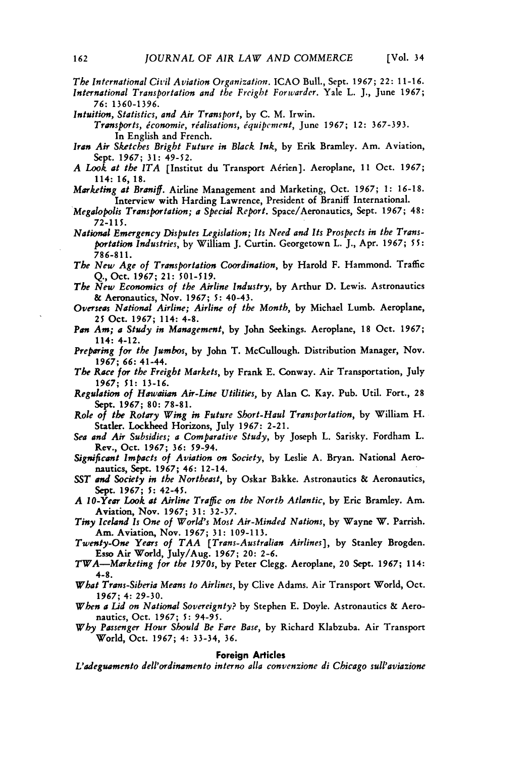*The International Civil Aviation Organization.* ICAO Bull., Sept. 1967; 22: 11-16.

*International Transportation and the Freight Forwarder.* Yale L. J., June 1967; 76: 1360-1396.

*Intuition, Statistics, and Air Transport,* by C. M. Irwin.
*Transports, économie, réalisations, équipement,* June 1967; 12: 367-393.
In English and French.

*Iran Air Sketches Bright Future in Black Ink,* by Erik Bramley. Am. Aviation, Sept. 1967; 31: 49-52.

*A Look at the ITA* [Institut du Transport Aérien]. Aeroplane, 11 Oct. 1967; 114: 16, 18.

*Marketing at Braniff.* Airline Management and Marketing, Oct. 1967; 1: 16-18.
Interview with Harding Lawrence, President of Braniff International.

*Megalopolis Transportation; a Special Report.* Space/Aeronautics, Sept. 1967; 48: 72-115.

*National Emergency Disputes Legislation; Its Need and Its Prospects in the Transportation Industries,* by William J. Curtin. Georgetown L. J., Apr. 1967; 55: 786-811.

*The New Age of Transportation Coordination,* by Harold F. Hammond. Traffic Q., Oct. 1967; 21: 501-519.

*The New Economics of the Airline Industry,* by Arthur D. Lewis. Astronautics & Aeronautics, Nov. 1967; 5: 40-43.

*Overseas National Airline; Airline of the Month,* by Michael Lumb. Aeroplane, 25 Oct. 1967; 114: 4-8.

*Pan Am; a Study in Management,* by John Seekings. Aeroplane, 18 Oct. 1967; 114: 4-12.

*Preparing for the Jumbos,* by John T. McCullough. Distribution Manager, Nov. 1967; 66: 41-44.

*The Race for the Freight Markets,* by Frank E. Conway. Air Transportation, July 1967; 51: 13-16.

*Regulation of Hawaiian Air-Line Utilities,* by Alan C. Kay. Pub. Util. Fort., 28 Sept. 1967; 80: 78-81.

*Role of the Rotary Wing in Future Short-Haul Transportation,* by William H. Statler. Lockheed Horizons, July 1967: 2-21.

*Sea and Air Subsidies; a Comparative Study,* by Joseph L. Sarisky. Fordham L. Rev., Oct. 1967; 36: 59-94.

*Significant Impacts of Aviation on Society,* by Leslie A. Bryan. National Aeronautics, Sept. 1967; 46: 12-14.

*SST and Society in the Northeast,* by Oskar Bakke. Astronautics & Aeronautics, Sept. 1967; 5: 42-45.

*A 10-Year Look at Airline Traffic on the North Atlantic,* by Eric Bramley. Am. Aviation, Nov. 1967; 31: 32-37.

*Tiny Iceland Is One of World's Most Air-Minded Nations,* by Wayne W. Parrish. Am. Aviation, Nov. 1967; 31: 109-113.

*Twenty-One Years of TAA [Trans-Australian Airlines],* by Stanley Brogden. Esso Air World, July/Aug. 1967; 20: 2-6.

*TWA—Marketing for the 1970s,* by Peter Clegg. Aeroplane, 20 Sept. 1967; 114: 4-8.

*What Trans-Siberia Means to Airlines,* by Clive Adams. Air Transport World, Oct. 1967; 4: 29-30.

*When a Lid on National Sovereignty?* by Stephen E. Doyle. Astronautics & Aeronautics, Oct. 1967; 5: 94-95.

*Why Passenger Hour Should Be Fare Base,* by Richard Klabzuba. Air Transport World, Oct. 1967; 4: 33-34, 36.

#### Foreign Articles

*L'adeguamento dell'ordinamento interno alla convenzione di Chicago sull'aviazione*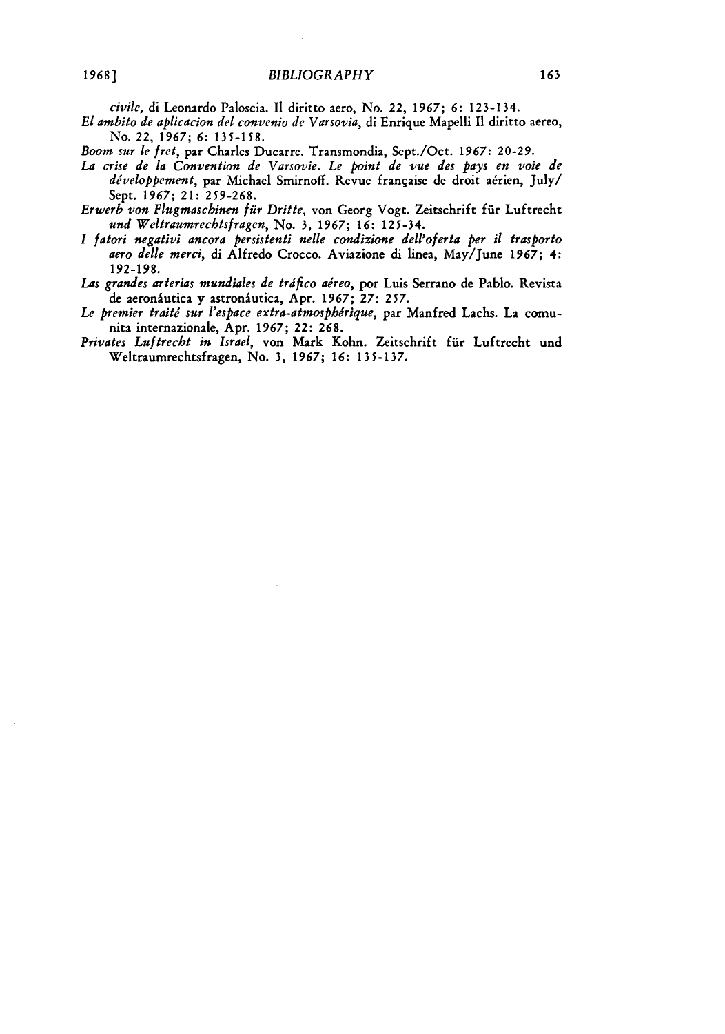*civile*, di Leonardo Paloscia. Il diritto aero, No. 22, 1967; 6: 123-134.

*El ambito de aplicacion del convenio de Varsovia*, di Enrique Mapelli Il diritto aereo, No. 22, 1967; 6: 135-158.

*Boom sur le fret*, par Charles Ducarre. Transmondia, Sept./Oct. 1967: 20-29.

*La crise de la Convention de Varsovie. Le point de vue des pays en voie de développement*, par Michael Smirnoff. Revue française de droit aérien, July/Sept. 1967; 21: 259-268.

*Erwerb von Flugmaschinen für Dritte*, von Georg Vogt. Zeitschrift für Luftrecht *und Weltraumrechtsfragen*, No. 3, 1967; 16: 125-34.

*I fatori negativi ancora persistenti nelle condizione dell'oferta per il trasporto aero delle merci*, di Alfredo Crocco. Aviazione di linea, May/June 1967; 4: 192-198.

*Las grandes arterias mundiales de tráfico aéreo*, por Luis Serrano de Pablo. Revista de aeronáutica y astronáutica, Apr. 1967; 27: 257.

*Le premier traité sur l'espace extra-atmosphérique*, par Manfred Lachs. La comunita internazionale, Apr. 1967; 22: 268.

*Privates Luftrecht in Israel*, von Mark Kohn. Zeitschrift für Luftrecht und Weltraumrechtsfragen, No. 3, 1967; 16: 135-137.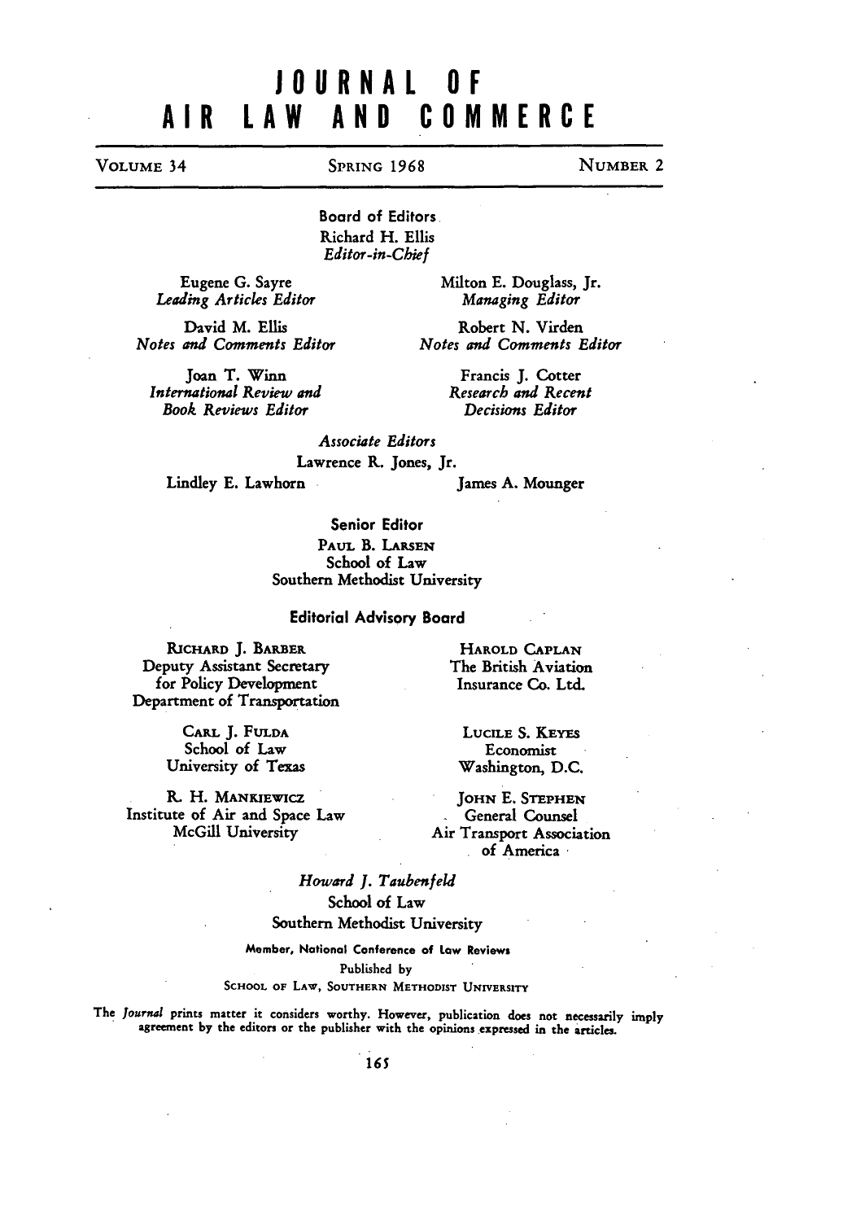# JOURNAL OF AIR LAW AND COMMERCE

VOLUME 34 | SPRING 1968 | NUMBER 2

## Board of Editors

Richard H. Ellis
*Editor-in-Chief*

Eugene G. Sayre
*Leading Articles Editor*

Milton E. Douglass, Jr.
*Managing Editor*

David M. Ellis
*Notes and Comments Editor*

Robert N. Virden
*Notes and Comments Editor*

Joan T. Winn
*International Review and Book Reviews Editor*

Francis J. Cotter
*Research and Recent Decisions Editor*

*Associate Editors*

Lawrence R. Jones, Jr.

Lindley E. Lawhorn

James A. Mounger

## Senior Editor

PAUL B. LARSEN
School of Law
Southern Methodist University

## Editorial Advisory Board

RICHARD J. BARBER
Deputy Assistant Secretary for Policy Development
Department of Transportation

HAROLD CAPLAN
The British Aviation Insurance Co. Ltd.

CARL J. FULDA
School of Law
University of Texas

LUCILE S. KEYES
Economist
Washington, D.C.

R. H. MANKIEWICZ
Institute of Air and Space Law
McGill University

JOHN E. STEPHEN
General Counsel
Air Transport Association of America

*Howard J. Taubenfeld*
School of Law
Southern Methodist University

Member, National Conference of Law Reviews

Published by
SCHOOL OF LAW, SOUTHERN METHODIST UNIVERSITY

The *Journal* prints matter it considers worthy. However, publication does not necessarily imply agreement by the editors or the publisher with the opinions expressed in the articles.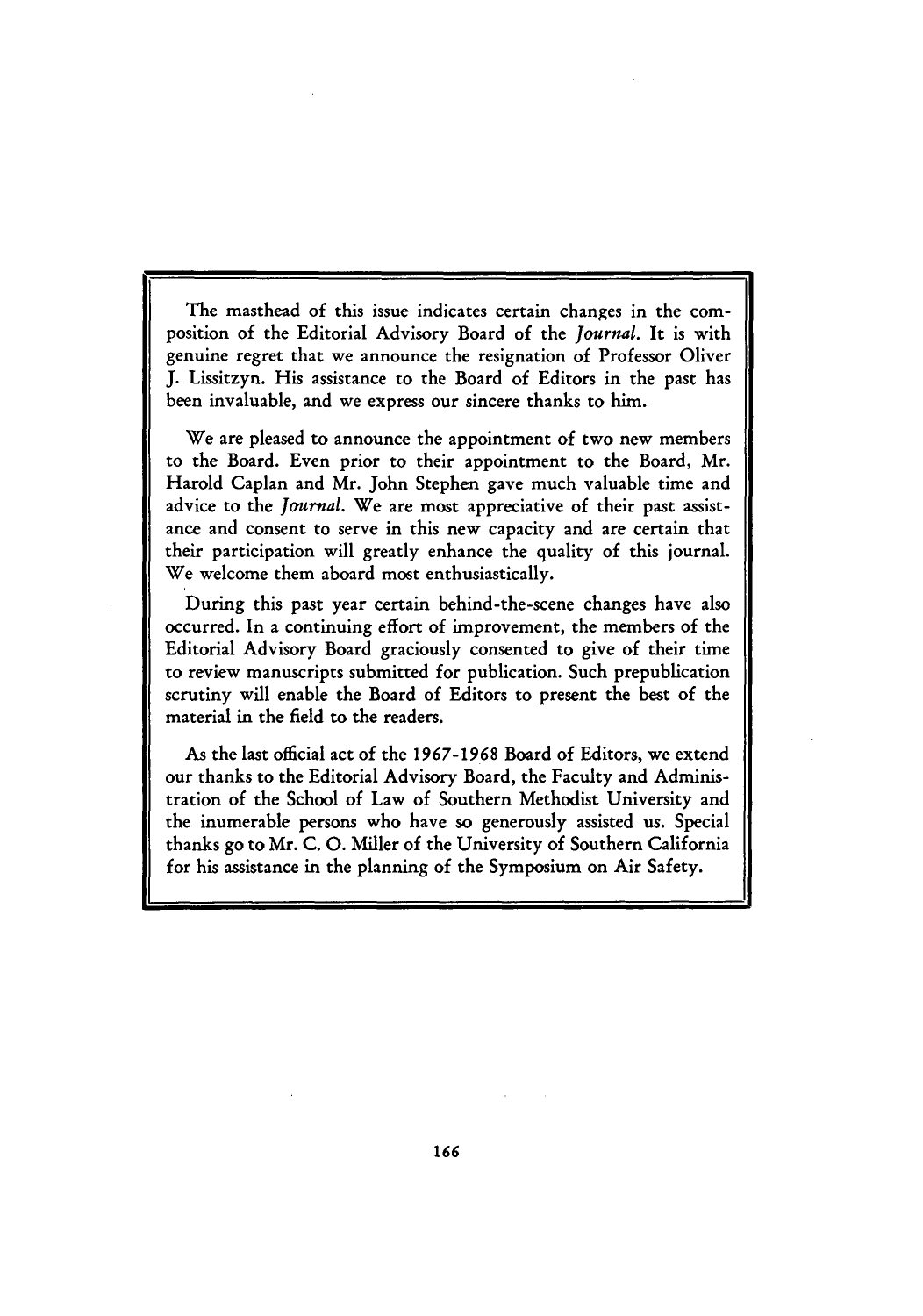The masthead of this issue indicates certain changes in the composition of the Editorial Advisory Board of the *Journal*. It is with genuine regret that we announce the resignation of Professor Oliver J. Lissitzyn. His assistance to the Board of Editors in the past has been invaluable, and we express our sincere thanks to him.

We are pleased to announce the appointment of two new members to the Board. Even prior to their appointment to the Board, Mr. Harold Caplan and Mr. John Stephen gave much valuable time and advice to the *Journal*. We are most appreciative of their past assistance and consent to serve in this new capacity and are certain that their participation will greatly enhance the quality of this journal. We welcome them aboard most enthusiastically.

During this past year certain behind-the-scene changes have also occurred. In a continuing effort of improvement, the members of the Editorial Advisory Board graciously consented to give of their time to review manuscripts submitted for publication. Such prepublication scrutiny will enable the Board of Editors to present the best of the material in the field to the readers.

As the last official act of the 1967-1968 Board of Editors, we extend our thanks to the Editorial Advisory Board, the Faculty and Administration of the School of Law of Southern Methodist University and the inumerable persons who have so generously assisted us. Special thanks go to Mr. C. O. Miller of the University of Southern California for his assistance in the planning of the Symposium on Air Safety.